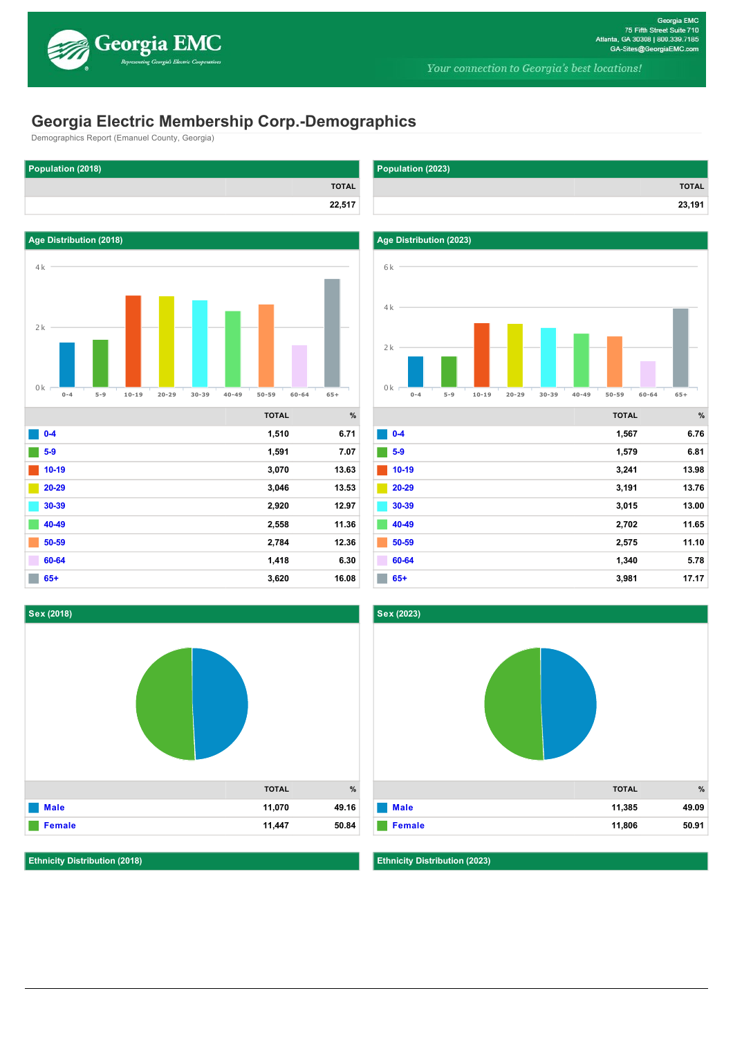Georgia EMC

Representing Georgia's Electric Cooperatives

Georgia EMC
75 Fifth Street Suite 710
Atlanta, GA 30308 | 800.339.7185
GA-Sites@GeorgiaEMC.com

*Your connection to Georgia's best locations!*

# Georgia Electric Membership Corp.-Demographics

Demographics Report (Emanuel County, Georgia)

## Population (2018)

| | TOTAL |
|---|---|
| | 22,517 |

## Population (2023)

| | TOTAL |
|---|---|
| | 23,191 |

## Age Distribution (2018)

| | TOTAL | % |
|---|---|---|
| 0-4 | 1,510 | 6.71 |
| 5-9 | 1,591 | 7.07 |
| 10-19 | 3,070 | 13.63 |
| 20-29 | 3,046 | 13.53 |
| 30-39 | 2,920 | 12.97 |
| 40-49 | 2,558 | 11.36 |
| 50-59 | 2,784 | 12.36 |
| 60-64 | 1,418 | 6.30 |
| 65+ | 3,620 | 16.08 |

## Age Distribution (2023)

| | TOTAL | % |
|---|---|---|
| 0-4 | 1,567 | 6.76 |
| 5-9 | 1,579 | 6.81 |
| 10-19 | 3,241 | 13.98 |
| 20-29 | 3,191 | 13.76 |
| 30-39 | 3,015 | 13.00 |
| 40-49 | 2,702 | 11.65 |
| 50-59 | 2,575 | 11.10 |
| 60-64 | 1,340 | 5.78 |
| 65+ | 3,981 | 17.17 |

## Sex (2018)

| | TOTAL | % |
|---|---|---|
| Male | 11,070 | 49.16 |
| Female | 11,447 | 50.84 |

## Sex (2023)

| | TOTAL | % |
|---|---|---|
| Male | 11,385 | 49.09 |
| Female | 11,806 | 50.91 |

## Ethnicity Distribution (2018)

## Ethnicity Distribution (2023)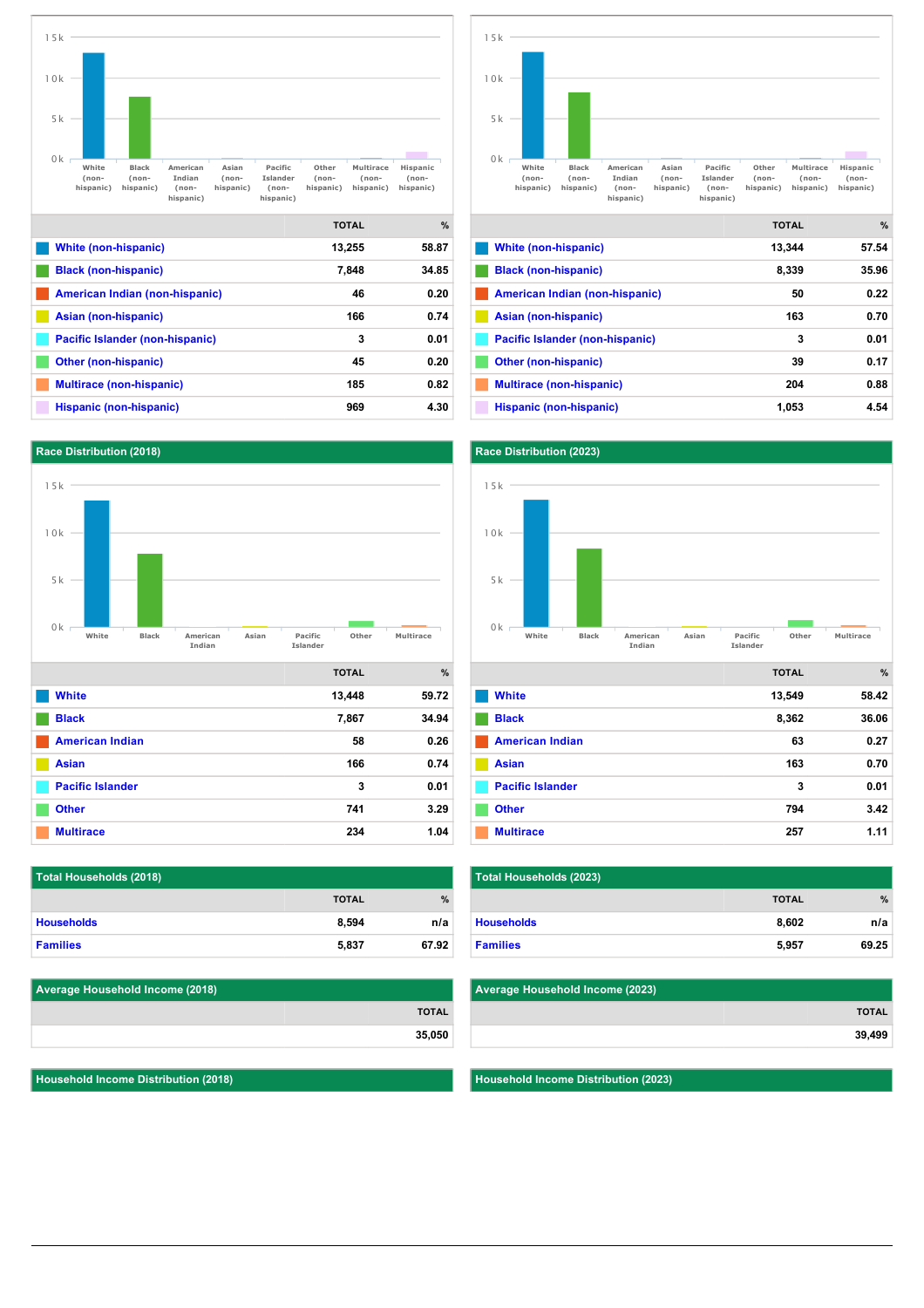| | TOTAL | % |
|---|---|---|
| White (non-hispanic) | 13,255 | 58.87 |
| Black (non-hispanic) | 7,848 | 34.85 |
| American Indian (non-hispanic) | 46 | 0.20 |
| Asian (non-hispanic) | 166 | 0.74 |
| Pacific Islander (non-hispanic) | 3 | 0.01 |
| Other (non-hispanic) | 45 | 0.20 |
| Multirace (non-hispanic) | 185 | 0.82 |
| Hispanic (non-hispanic) | 969 | 4.30 |

| | TOTAL | % |
|---|---|---|
| White (non-hispanic) | 13,344 | 57.54 |
| Black (non-hispanic) | 8,339 | 35.96 |
| American Indian (non-hispanic) | 50 | 0.22 |
| Asian (non-hispanic) | 163 | 0.70 |
| Pacific Islander (non-hispanic) | 3 | 0.01 |
| Other (non-hispanic) | 39 | 0.17 |
| Multirace (non-hispanic) | 204 | 0.88 |
| Hispanic (non-hispanic) | 1,053 | 4.54 |

## Race Distribution (2018)

| | TOTAL | % |
|---|---|---|
| White | 13,448 | 59.72 |
| Black | 7,867 | 34.94 |
| American Indian | 58 | 0.26 |
| Asian | 166 | 0.74 |
| Pacific Islander | 3 | 0.01 |
| Other | 741 | 3.29 |
| Multirace | 234 | 1.04 |

## Race Distribution (2023)

| | TOTAL | % |
|---|---|---|
| White | 13,549 | 58.42 |
| Black | 8,362 | 36.06 |
| American Indian | 63 | 0.27 |
| Asian | 163 | 0.70 |
| Pacific Islander | 3 | 0.01 |
| Other | 794 | 3.42 |
| Multirace | 257 | 1.11 |

## Total Households (2018)

| | TOTAL | % |
|---|---|---|
| Households | 8,594 | n/a |
| Families | 5,837 | 67.92 |

## Total Households (2023)

| | TOTAL | % |
|---|---|---|
| Households | 8,602 | n/a |
| Families | 5,957 | 69.25 |

## Average Household Income (2018)

| | TOTAL |
|---|---|
| | 35,050 |

## Average Household Income (2023)

| | TOTAL |
|---|---|
| | 39,499 |

## Household Income Distribution (2018)

## Household Income Distribution (2023)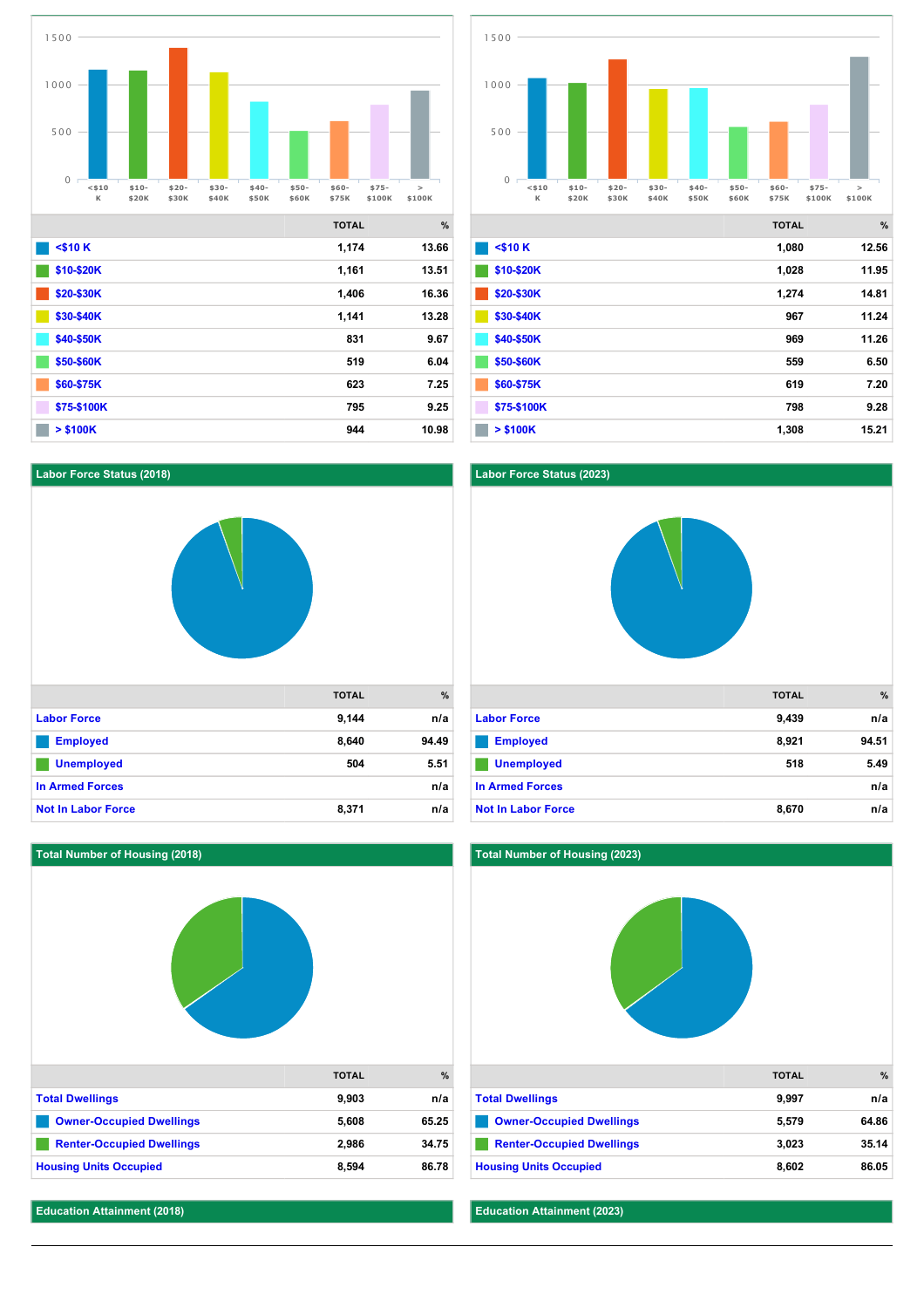| | TOTAL | % |
|---|---|---|
| <$10 K | 1,174 | 13.66 |
| $10-$20K | 1,161 | 13.51 |
| $20-$30K | 1,406 | 16.36 |
| $30-$40K | 1,141 | 13.28 |
| $40-$50K | 831 | 9.67 |
| $50-$60K | 519 | 6.04 |
| $60-$75K | 623 | 7.25 |
| $75-$100K | 795 | 9.25 |
| > $100K | 944 | 10.98 |

| | TOTAL | % |
|---|---|---|
| <$10 K | 1,080 | 12.56 |
| $10-$20K | 1,028 | 11.95 |
| $20-$30K | 1,274 | 14.81 |
| $30-$40K | 967 | 11.24 |
| $40-$50K | 969 | 11.26 |
| $50-$60K | 559 | 6.50 |
| $60-$75K | 619 | 7.20 |
| $75-$100K | 798 | 9.28 |
| > $100K | 1,308 | 15.21 |

## Labor Force Status (2018)

| | TOTAL | % |
|---|---|---|
| Labor Force | 9,144 | n/a |
| Employed | 8,640 | 94.49 |
| Unemployed | 504 | 5.51 |
| In Armed Forces | | n/a |
| Not In Labor Force | 8,371 | n/a |

## Labor Force Status (2023)

| | TOTAL | % |
|---|---|---|
| Labor Force | 9,439 | n/a |
| Employed | 8,921 | 94.51 |
| Unemployed | 518 | 5.49 |
| In Armed Forces | | n/a |
| Not In Labor Force | 8,670 | n/a |

## Total Number of Housing (2018)

| | TOTAL | % |
|---|---|---|
| Total Dwellings | 9,903 | n/a |
| Owner-Occupied Dwellings | 5,608 | 65.25 |
| Renter-Occupied Dwellings | 2,986 | 34.75 |
| Housing Units Occupied | 8,594 | 86.78 |

## Total Number of Housing (2023)

| | TOTAL | % |
|---|---|---|
| Total Dwellings | 9,997 | n/a |
| Owner-Occupied Dwellings | 5,579 | 64.86 |
| Renter-Occupied Dwellings | 3,023 | 35.14 |
| Housing Units Occupied | 8,602 | 86.05 |

## Education Attainment (2018)

## Education Attainment (2023)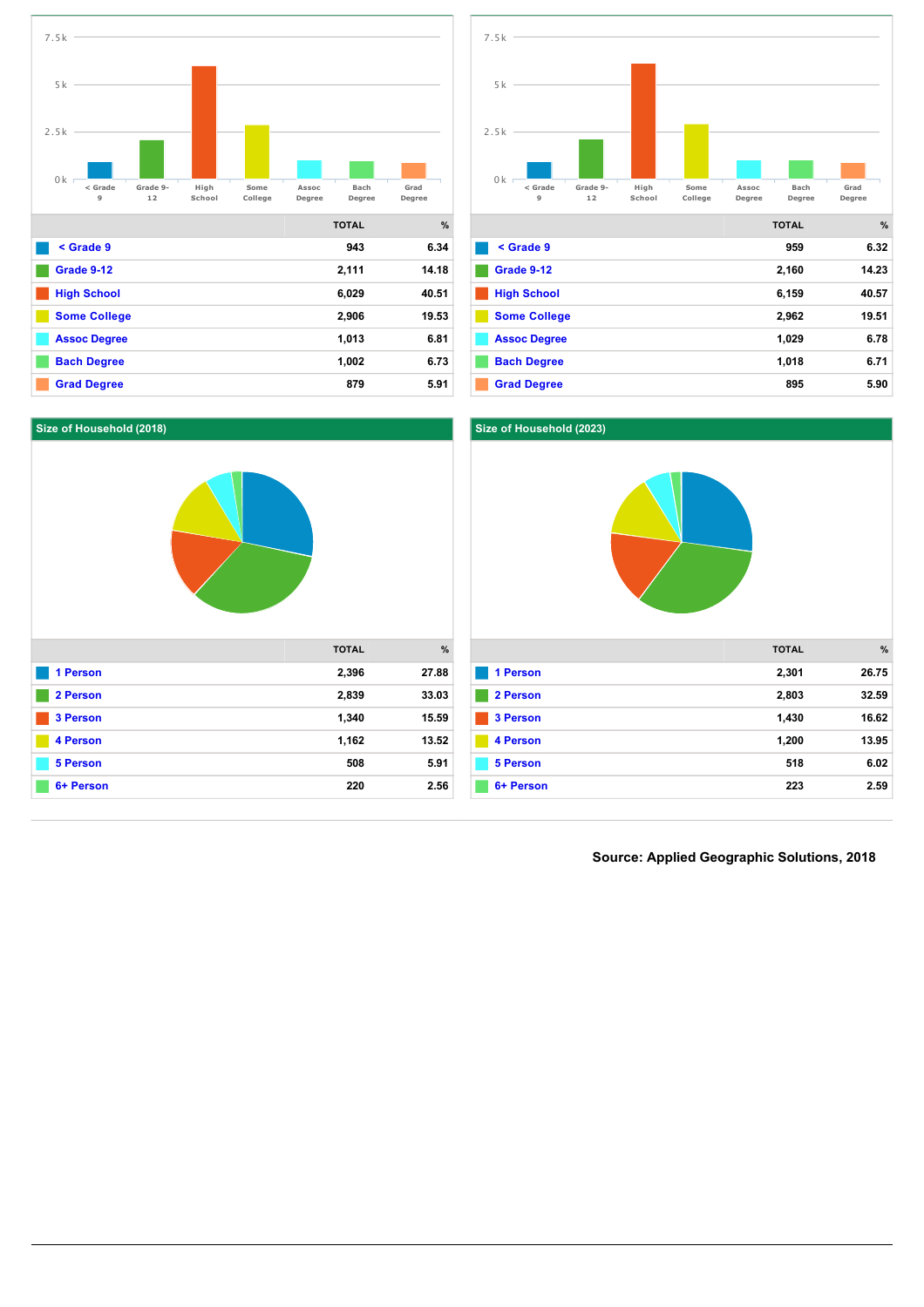7.5k
5k
2.5k
0k
< Grade 9
Grade 9-12
High School
Some College
Assoc Degree
Bach Degree
Grad Degree

| | TOTAL | % |
|---|---|---|
| < Grade 9 | 943 | 6.34 |
| Grade 9-12 | 2,111 | 14.18 |
| High School | 6,029 | 40.51 |
| Some College | 2,906 | 19.53 |
| Assoc Degree | 1,013 | 6.81 |
| Bach Degree | 1,002 | 6.73 |
| Grad Degree | 879 | 5.91 |

7.5k
5k
2.5k
0k
< Grade 9
Grade 9-12
High School
Some College
Assoc Degree
Bach Degree
Grad Degree

| | TOTAL | % |
|---|---|---|
| < Grade 9 | 959 | 6.32 |
| Grade 9-12 | 2,160 | 14.23 |
| High School | 6,159 | 40.57 |
| Some College | 2,962 | 19.51 |
| Assoc Degree | 1,029 | 6.78 |
| Bach Degree | 1,018 | 6.71 |
| Grad Degree | 895 | 5.90 |

## Size of Household (2018)

| | TOTAL | % |
|---|---|---|
| 1 Person | 2,396 | 27.88 |
| 2 Person | 2,839 | 33.03 |
| 3 Person | 1,340 | 15.59 |
| 4 Person | 1,162 | 13.52 |
| 5 Person | 508 | 5.91 |
| 6+ Person | 220 | 2.56 |

## Size of Household (2023)

| | TOTAL | % |
|---|---|---|
| 1 Person | 2,301 | 26.75 |
| 2 Person | 2,803 | 32.59 |
| 3 Person | 1,430 | 16.62 |
| 4 Person | 1,200 | 13.95 |
| 5 Person | 518 | 6.02 |
| 6+ Person | 223 | 2.59 |

**Source: Applied Geographic Solutions, 2018**